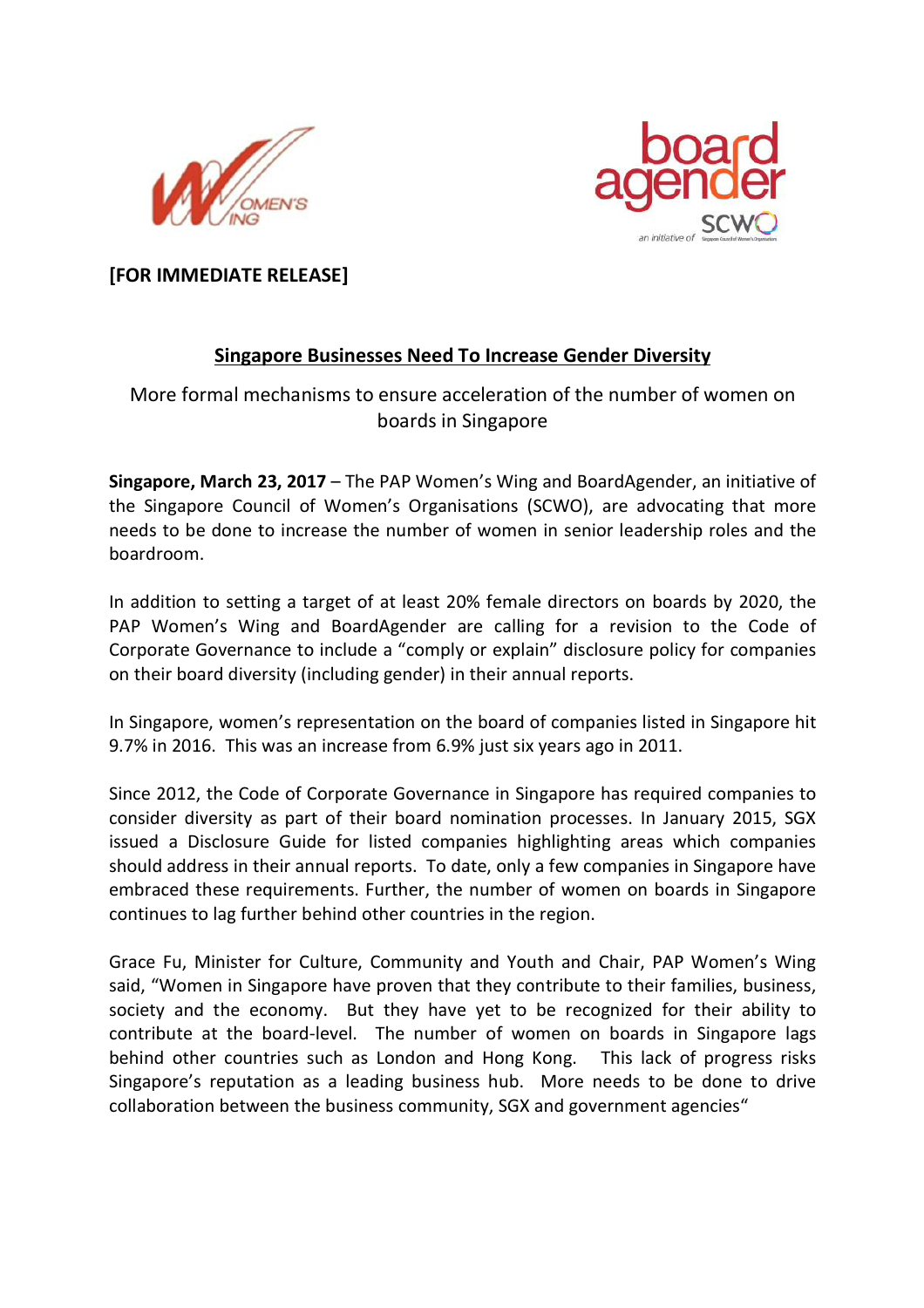**[FOR IMMEDIATE RELEASE]**

## Singapore Businesses Need To Increase Gender Diversity

More formal mechanisms to ensure acceleration of the number of women on boards in Singapore

**Singapore, March 23, 2017** – The PAP Women's Wing and BoardAgender, an initiative of the Singapore Council of Women's Organisations (SCWO), are advocating that more needs to be done to increase the number of women in senior leadership roles and the boardroom.

In addition to setting a target of at least 20% female directors on boards by 2020, the PAP Women's Wing and BoardAgender are calling for a revision to the Code of Corporate Governance to include a "comply or explain" disclosure policy for companies on their board diversity (including gender) in their annual reports.

In Singapore, women's representation on the board of companies listed in Singapore hit 9.7% in 2016. This was an increase from 6.9% just six years ago in 2011.

Since 2012, the Code of Corporate Governance in Singapore has required companies to consider diversity as part of their board nomination processes. In January 2015, SGX issued a Disclosure Guide for listed companies highlighting areas which companies should address in their annual reports. To date, only a few companies in Singapore have embraced these requirements. Further, the number of women on boards in Singapore continues to lag further behind other countries in the region.

Grace Fu, Minister for Culture, Community and Youth and Chair, PAP Women's Wing said, "Women in Singapore have proven that they contribute to their families, business, society and the economy. But they have yet to be recognized for their ability to contribute at the board-level. The number of women on boards in Singapore lags behind other countries such as London and Hong Kong. This lack of progress risks Singapore's reputation as a leading business hub. More needs to be done to drive collaboration between the business community, SGX and government agencies"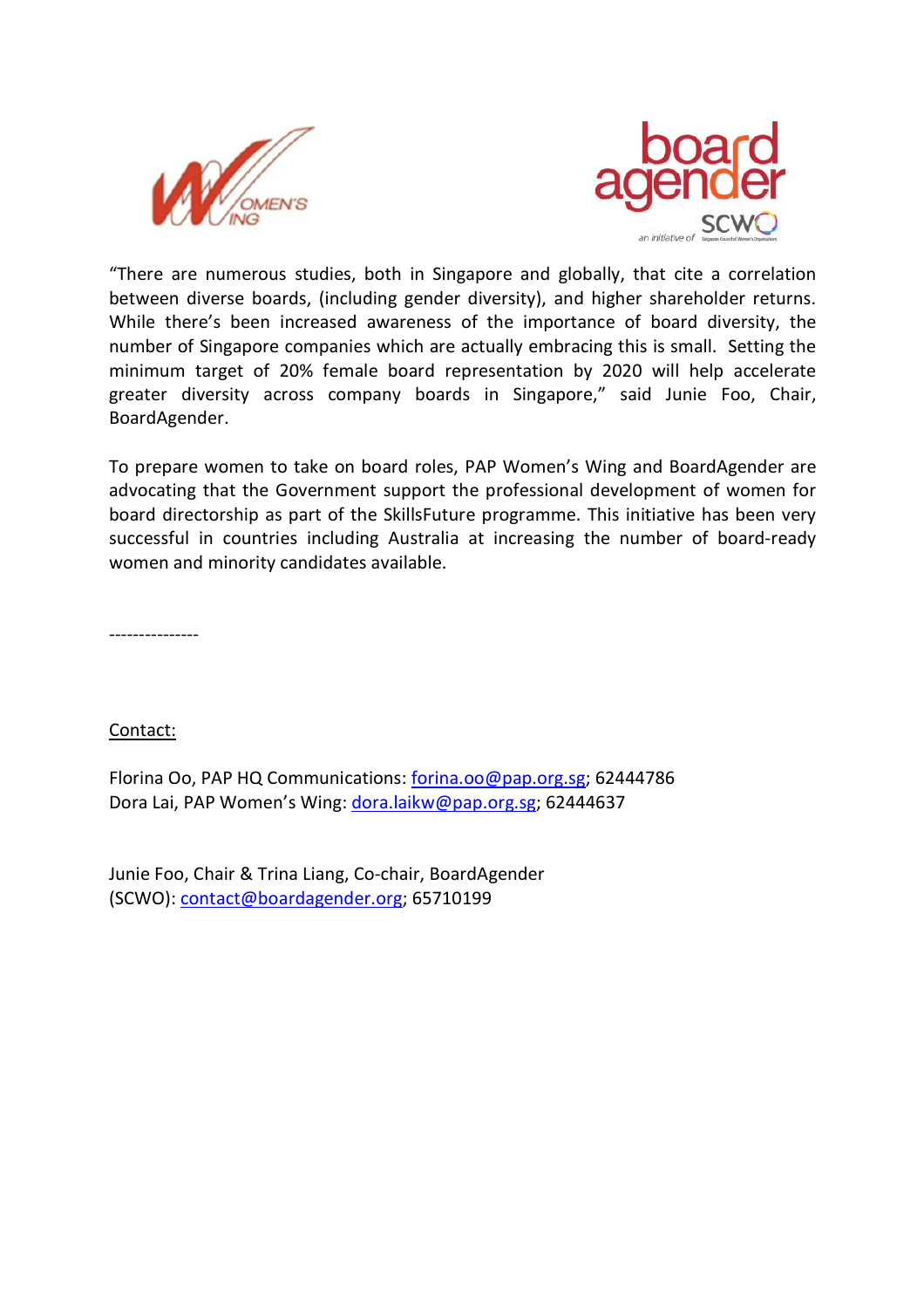"There are numerous studies, both in Singapore and globally, that cite a correlation between diverse boards, (including gender diversity), and higher shareholder returns. While there's been increased awareness of the importance of board diversity, the number of Singapore companies which are actually embracing this is small. Setting the minimum target of 20% female board representation by 2020 will help accelerate greater diversity across company boards in Singapore," said Junie Foo, Chair, BoardAgender.

To prepare women to take on board roles, PAP Women's Wing and BoardAgender are advocating that the Government support the professional development of women for board directorship as part of the SkillsFuture programme. This initiative has been very successful in countries including Australia at increasing the number of board-ready women and minority candidates available.

---------------

Contact:

Florina Oo, PAP HQ Communications: forina.oo@pap.org.sg; 62444786
Dora Lai, PAP Women's Wing: dora.laikw@pap.org.sg; 62444637

Junie Foo, Chair & Trina Liang, Co-chair, BoardAgender (SCWO): contact@boardagender.org; 65710199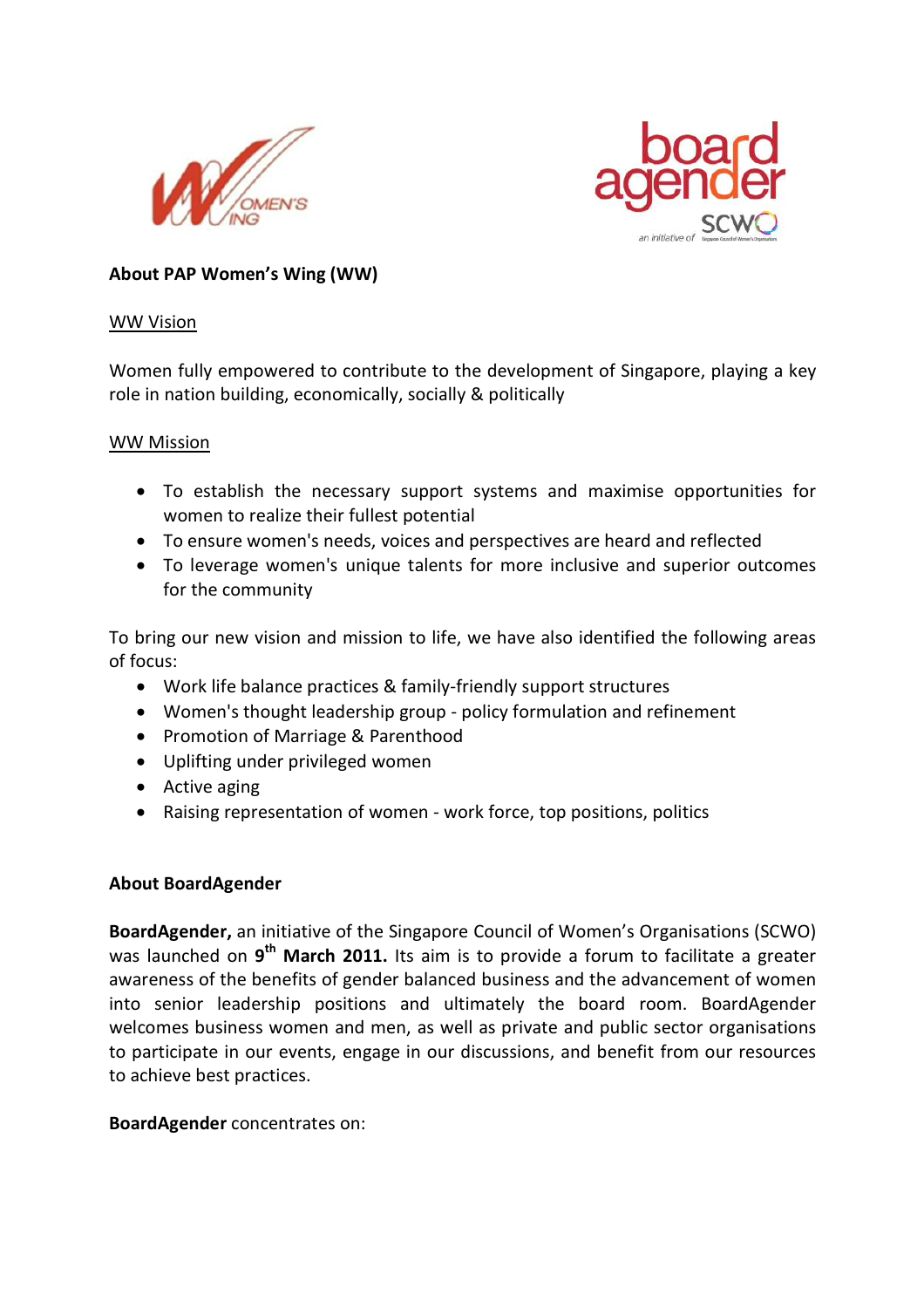**About PAP Women's Wing (WW)**

WW Vision

Women fully empowered to contribute to the development of Singapore, playing a key role in nation building, economically, socially & politically

WW Mission

- To establish the necessary support systems and maximise opportunities for women to realize their fullest potential
- To ensure women's needs, voices and perspectives are heard and reflected
- To leverage women's unique talents for more inclusive and superior outcomes for the community

To bring our new vision and mission to life, we have also identified the following areas of focus:

- Work life balance practices & family-friendly support structures
- Women's thought leadership group - policy formulation and refinement
- Promotion of Marriage & Parenthood
- Uplifting under privileged women
- Active aging
- Raising representation of women - work force, top positions, politics

**About BoardAgender**

**BoardAgender,** an initiative of the Singapore Council of Women's Organisations (SCWO) was launched on **9th March 2011.** Its aim is to provide a forum to facilitate a greater awareness of the benefits of gender balanced business and the advancement of women into senior leadership positions and ultimately the board room. BoardAgender welcomes business women and men, as well as private and public sector organisations to participate in our events, engage in our discussions, and benefit from our resources to achieve best practices.

**BoardAgender** concentrates on: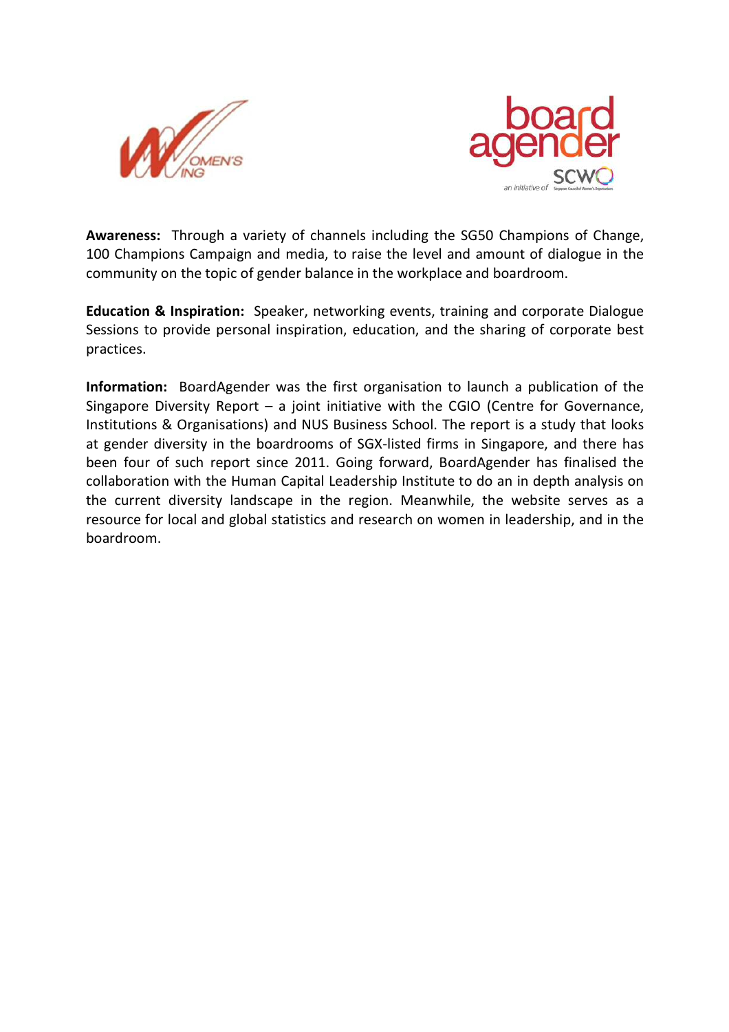**Awareness:** Through a variety of channels including the SG50 Champions of Change, 100 Champions Campaign and media, to raise the level and amount of dialogue in the community on the topic of gender balance in the workplace and boardroom.

**Education & Inspiration:** Speaker, networking events, training and corporate Dialogue Sessions to provide personal inspiration, education, and the sharing of corporate best practices.

**Information:** BoardAgender was the first organisation to launch a publication of the Singapore Diversity Report – a joint initiative with the CGIO (Centre for Governance, Institutions & Organisations) and NUS Business School. The report is a study that looks at gender diversity in the boardrooms of SGX-listed firms in Singapore, and there has been four of such report since 2011. Going forward, BoardAgender has finalised the collaboration with the Human Capital Leadership Institute to do an in depth analysis on the current diversity landscape in the region. Meanwhile, the website serves as a resource for local and global statistics and research on women in leadership, and in the boardroom.